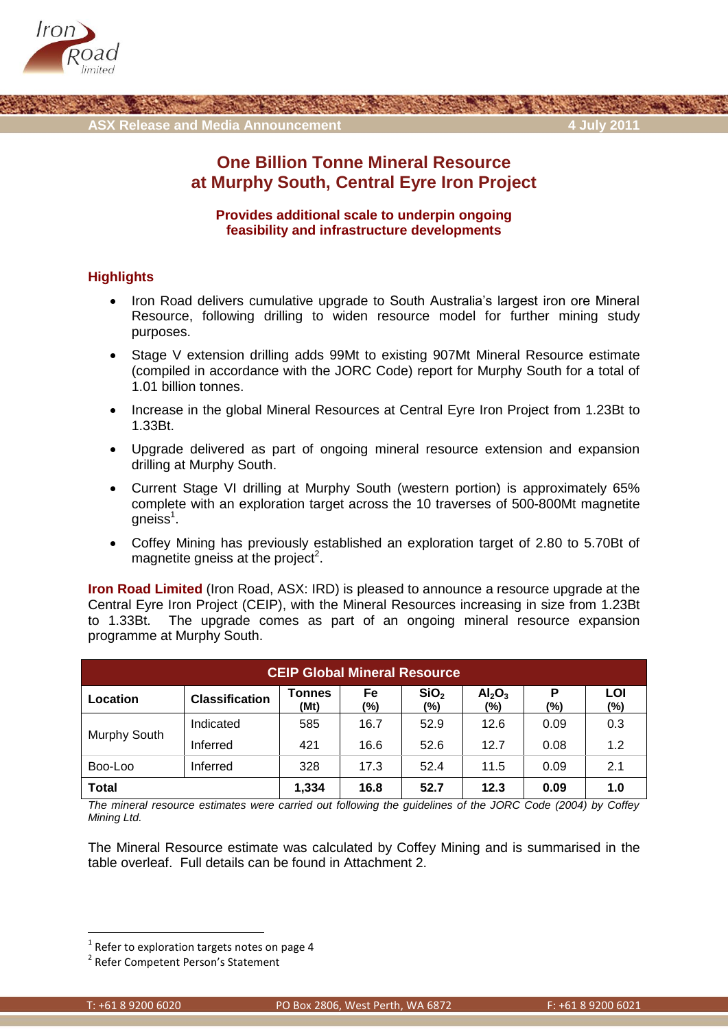ASX Release and Media Announcement

4 July 2011

# One Billion Tonne Mineral Resource at Murphy South, Central Eyre Iron Project

### Provides additional scale to underpin ongoing feasibility and infrastructure developments

## Highlights

- Iron Road delivers cumulative upgrade to South Australia's largest iron ore Mineral Resource, following drilling to widen resource model for further mining study purposes.
- Stage V extension drilling adds 99Mt to existing 907Mt Mineral Resource estimate (compiled in accordance with the JORC Code) report for Murphy South for a total of 1.01 billion tonnes.
- Increase in the global Mineral Resources at Central Eyre Iron Project from 1.23Bt to 1.33Bt.
- Upgrade delivered as part of ongoing mineral resource extension and expansion drilling at Murphy South.
- Current Stage VI drilling at Murphy South (western portion) is approximately 65% complete with an exploration target across the 10 traverses of 500-800Mt magnetite gneiss[1].
- Coffey Mining has previously established an exploration target of 2.80 to 5.70Bt of magnetite gneiss at the project[2].

**Iron Road Limited** (Iron Road, ASX: IRD) is pleased to announce a resource upgrade at the Central Eyre Iron Project (CEIP), with the Mineral Resources increasing in size from 1.23Bt to 1.33Bt. The upgrade comes as part of an ongoing mineral resource expansion programme at Murphy South.

| CEIP Global Mineral Resource | | | | | | | |
|---|---|---|---|---|---|---|---|
| **Location** | **Classification** | **Tonnes (Mt)** | **Fe (%)** | **$SiO_2$ (%)** | **$Al_2O_3$ (%)** | **P (%)** | **LOI (%)** |
| Murphy South | Indicated | 585 | 16.7 | 52.9 | 12.6 | 0.09 | 0.3 |
| | Inferred | 421 | 16.6 | 52.6 | 12.7 | 0.08 | 1.2 |
| Boo-Loo | Inferred | 328 | 17.3 | 52.4 | 11.5 | 0.09 | 2.1 |
| **Total** | | **1,334** | **16.8** | **52.7** | **12.3** | **0.09** | **1.0** |

*The mineral resource estimates were carried out following the guidelines of the JORC Code (2004) by Coffey Mining Ltd.*

The Mineral Resource estimate was calculated by Coffey Mining and is summarised in the table overleaf. Full details can be found in Attachment 2.

[1] Refer to exploration targets notes on page 4

[2] Refer Competent Person's Statement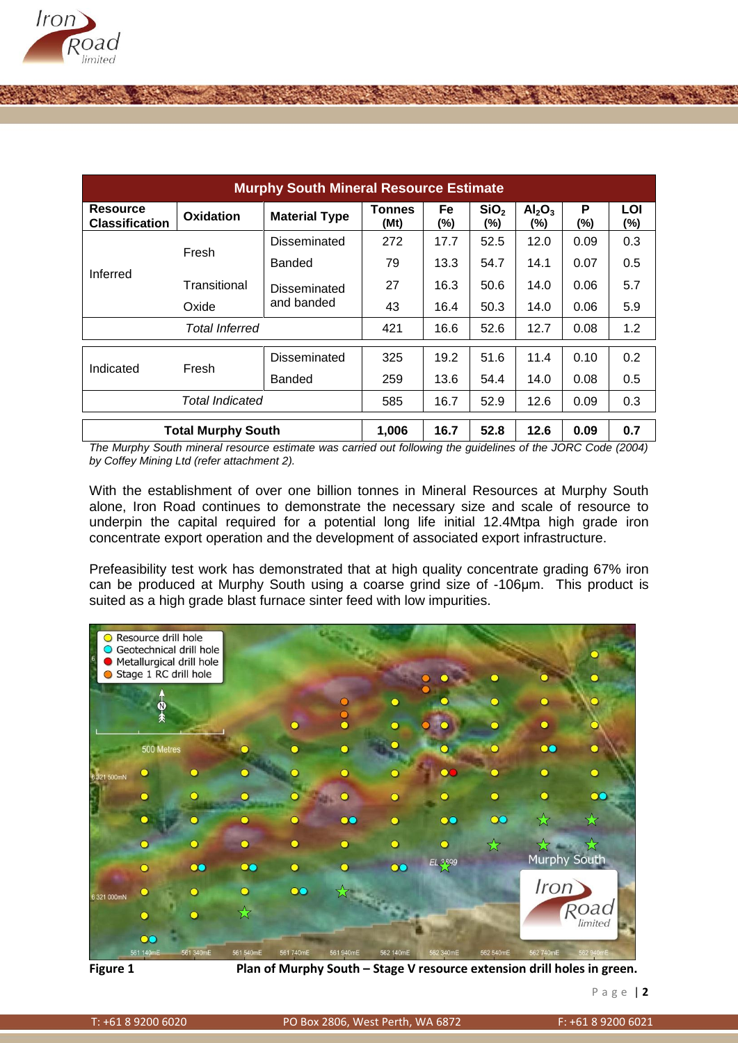| Murphy South Mineral Resource Estimate | | | | | | | | |
|---|---|---|---|---|---|---|---|---|
| **Resource Classification** | **Oxidation** | **Material Type** | **Tonnes (Mt)** | **Fe (%)** | **$SiO_2$ (%)** | **$Al_2O_3$ (%)** | **P (%)** | **LOI (%)** |
| Inferred | Fresh | Disseminated | 272 | 17.7 | 52.5 | 12.0 | 0.09 | 0.3 |
| | | Banded | 79 | 13.3 | 54.7 | 14.1 | 0.07 | 0.5 |
| | Transitional | Disseminated and banded | 27 | 16.3 | 50.6 | 14.0 | 0.06 | 5.7 |
| | Oxide | | 43 | 16.4 | 50.3 | 14.0 | 0.06 | 5.9 |
| *Total Inferred* | | | 421 | 16.6 | 52.6 | 12.7 | 0.08 | 1.2 |
| Indicated | Fresh | Disseminated | 325 | 19.2 | 51.6 | 11.4 | 0.10 | 0.2 |
| | | Banded | 259 | 13.6 | 54.4 | 14.0 | 0.08 | 0.5 |
| *Total Indicated* | | | 585 | 16.7 | 52.9 | 12.6 | 0.09 | 0.3 |
| **Total Murphy South** | | | **1,006** | **16.7** | **52.8** | **12.6** | **0.09** | **0.7** |

*The Murphy South mineral resource estimate was carried out following the guidelines of the JORC Code (2004) by Coffey Mining Ltd (refer attachment 2).*

With the establishment of over one billion tonnes in Mineral Resources at Murphy South alone, Iron Road continues to demonstrate the necessary size and scale of resource to underpin the capital required for a potential long life initial 12.4Mtpa high grade iron concentrate export operation and the development of associated export infrastructure.

Prefeasibility test work has demonstrated that at high quality concentrate grading 67% iron can be produced at Murphy South using a coarse grind size of -106µm. This product is suited as a high grade blast furnace sinter feed with low impurities.

**Figure 1** **Plan of Murphy South – Stage V resource extension drill holes in green.**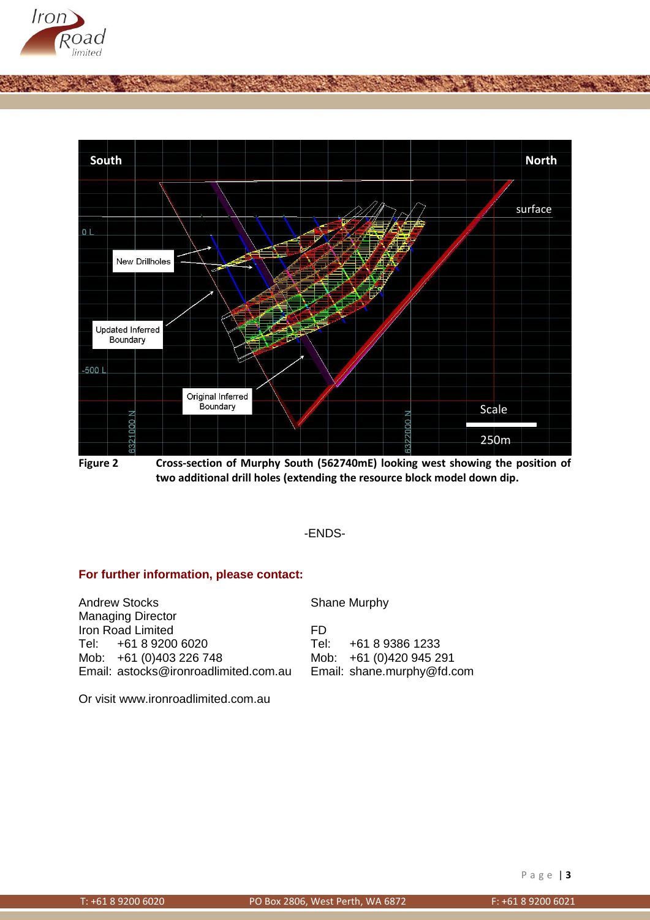**Figure 2** Cross-section of Murphy South (562740mE) looking west showing the position of two additional drill holes (extending the resource block model down dip.

-ENDS-

**For further information, please contact:**

| | |
|---|---|
| Andrew Stocks | Shane Murphy |
| Managing Director | |
| Iron Road Limited | FD |
| Tel: +61 8 9200 6020 | Tel: +61 8 9386 1233 |
| Mob: +61 (0)403 226 748 | Mob: +61 (0)420 945 291 |
| Email: astocks@ironroadlimited.com.au | Email: shane.murphy@fd.com |

Or visit www.ironroadlimited.com.au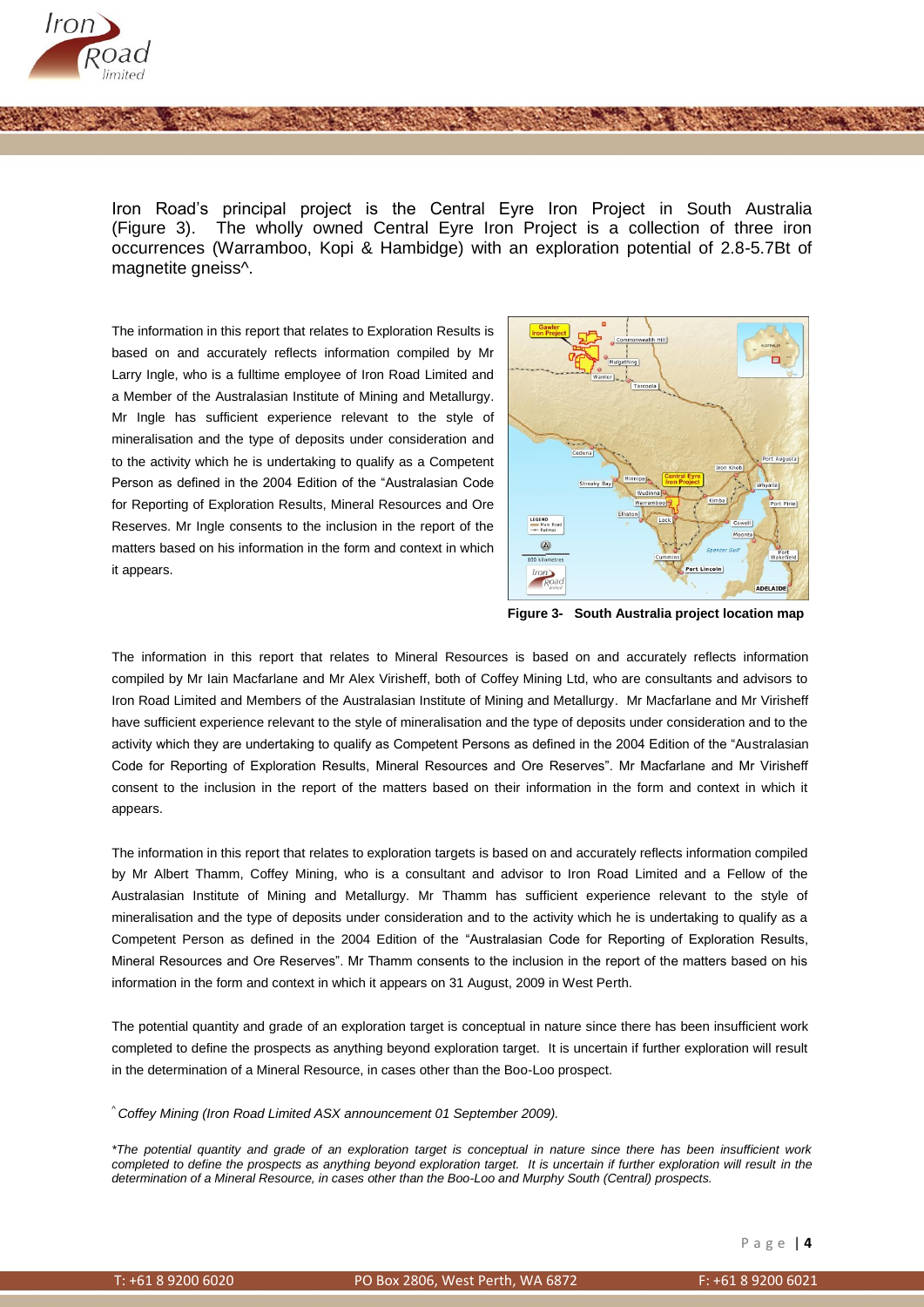Iron Road's principal project is the Central Eyre Iron Project in South Australia (Figure 3). The wholly owned Central Eyre Iron Project is a collection of three iron occurrences (Warramboo, Kopi & Hambidge) with an exploration potential of 2.8-5.7Bt of magnetite gneiss^.

The information in this report that relates to Exploration Results is based on and accurately reflects information compiled by Mr Larry Ingle, who is a fulltime employee of Iron Road Limited and a Member of the Australasian Institute of Mining and Metallurgy. Mr Ingle has sufficient experience relevant to the style of mineralisation and the type of deposits under consideration and to the activity which he is undertaking to qualify as a Competent Person as defined in the 2004 Edition of the "Australasian Code for Reporting of Exploration Results, Mineral Resources and Ore Reserves. Mr Ingle consents to the inclusion in the report of the matters based on his information in the form and context in which it appears.

**Figure 3- South Australia project location map**

The information in this report that relates to Mineral Resources is based on and accurately reflects information compiled by Mr Iain Macfarlane and Mr Alex Virisheff, both of Coffey Mining Ltd, who are consultants and advisors to Iron Road Limited and Members of the Australasian Institute of Mining and Metallurgy. Mr Macfarlane and Mr Virisheff have sufficient experience relevant to the style of mineralisation and the type of deposits under consideration and to the activity which they are undertaking to qualify as Competent Persons as defined in the 2004 Edition of the "Australasian Code for Reporting of Exploration Results, Mineral Resources and Ore Reserves". Mr Macfarlane and Mr Virisheff consent to the inclusion in the report of the matters based on their information in the form and context in which it appears.

The information in this report that relates to exploration targets is based on and accurately reflects information compiled by Mr Albert Thamm, Coffey Mining, who is a consultant and advisor to Iron Road Limited and a Fellow of the Australasian Institute of Mining and Metallurgy. Mr Thamm has sufficient experience relevant to the style of mineralisation and the type of deposits under consideration and to the activity which he is undertaking to qualify as a Competent Person as defined in the 2004 Edition of the "Australasian Code for Reporting of Exploration Results, Mineral Resources and Ore Reserves". Mr Thamm consents to the inclusion in the report of the matters based on his information in the form and context in which it appears on 31 August, 2009 in West Perth.

The potential quantity and grade of an exploration target is conceptual in nature since there has been insufficient work completed to define the prospects as anything beyond exploration target. It is uncertain if further exploration will result in the determination of a Mineral Resource, in cases other than the Boo-Loo prospect.

^ *Coffey Mining (Iron Road Limited ASX announcement 01 September 2009).*

**The potential quantity and grade of an exploration target is conceptual in nature since there has been insufficient work completed to define the prospects as anything beyond exploration target. It is uncertain if further exploration will result in the determination of a Mineral Resource, in cases other than the Boo-Loo and Murphy South (Central) prospects.*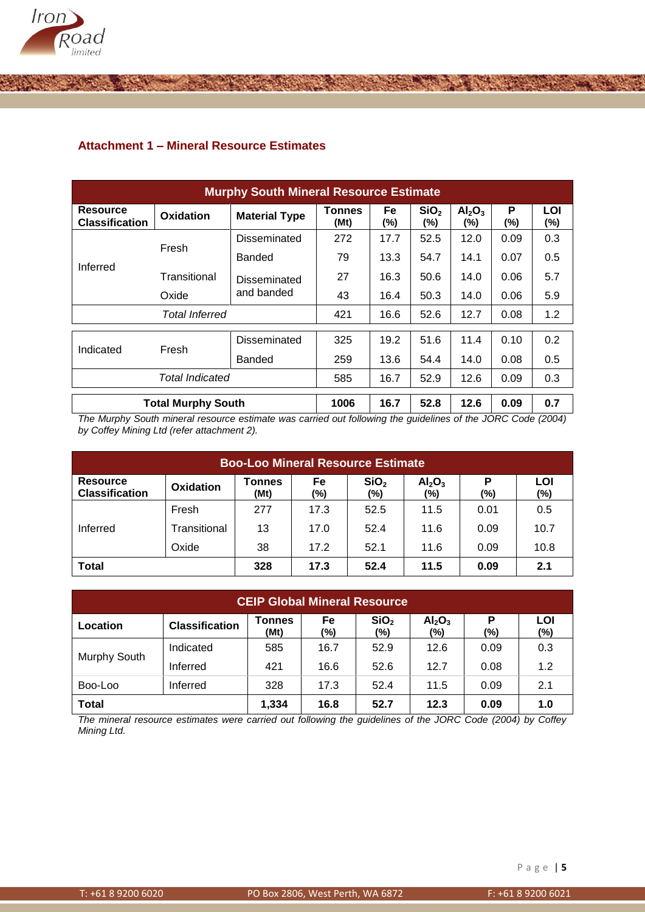## Attachment 1 – Mineral Resource Estimates

| Murphy South Mineral Resource Estimate | | | | | | | | |
|---|---|---|---|---|---|---|---|---|
| **Resource Classification** | **Oxidation** | **Material Type** | **Tonnes (Mt)** | **Fe (%)** | **$SiO_2$ (%)** | **$Al_2O_3$ (%)** | **P (%)** | **LOI (%)** |
| Inferred | Fresh | Disseminated | 272 | 17.7 | 52.5 | 12.0 | 0.09 | 0.3 |
| | | Banded | 79 | 13.3 | 54.7 | 14.1 | 0.07 | 0.5 |
| | Transitional | Disseminated and banded | 27 | 16.3 | 50.6 | 14.0 | 0.06 | 5.7 |
| | Oxide | | 43 | 16.4 | 50.3 | 14.0 | 0.06 | 5.9 |
| *Total Inferred* | | | 421 | 16.6 | 52.6 | 12.7 | 0.08 | 1.2 |
| Indicated | Fresh | Disseminated | 325 | 19.2 | 51.6 | 11.4 | 0.10 | 0.2 |
| | | Banded | 259 | 13.6 | 54.4 | 14.0 | 0.08 | 0.5 |
| *Total Indicated* | | | 585 | 16.7 | 52.9 | 12.6 | 0.09 | 0.3 |
| **Total Murphy South** | | | **1006** | **16.7** | **52.8** | **12.6** | **0.09** | **0.7** |

*The Murphy South mineral resource estimate was carried out following the guidelines of the JORC Code (2004) by Coffey Mining Ltd (refer attachment 2).*

| Boo-Loo Mineral Resource Estimate | | | | | | | |
|---|---|---|---|---|---|---|---|
| **Resource Classification** | **Oxidation** | **Tonnes (Mt)** | **Fe (%)** | **$SiO_2$ (%)** | **$Al_2O_3$ (%)** | **P (%)** | **LOI (%)** |
| Inferred | Fresh | 277 | 17.3 | 52.5 | 11.5 | 0.01 | 0.5 |
| | Transitional | 13 | 17.0 | 52.4 | 11.6 | 0.09 | 10.7 |
| | Oxide | 38 | 17.2 | 52.1 | 11.6 | 0.09 | 10.8 |
| **Total** | | **328** | **17.3** | **52.4** | **11.5** | **0.09** | **2.1** |

| CEIP Global Mineral Resource | | | | | | | |
|---|---|---|---|---|---|---|---|
| **Location** | **Classification** | **Tonnes (Mt)** | **Fe (%)** | **$SiO_2$ (%)** | **$Al_2O_3$ (%)** | **P (%)** | **LOI (%)** |
| Murphy South | Indicated | 585 | 16.7 | 52.9 | 12.6 | 0.09 | 0.3 |
| | Inferred | 421 | 16.6 | 52.6 | 12.7 | 0.08 | 1.2 |
| Boo-Loo | Inferred | 328 | 17.3 | 52.4 | 11.5 | 0.09 | 2.1 |
| **Total** | | **1,334** | **16.8** | **52.7** | **12.3** | **0.09** | **1.0** |

*The mineral resource estimates were carried out following the guidelines of the JORC Code (2004) by Coffey Mining Ltd.*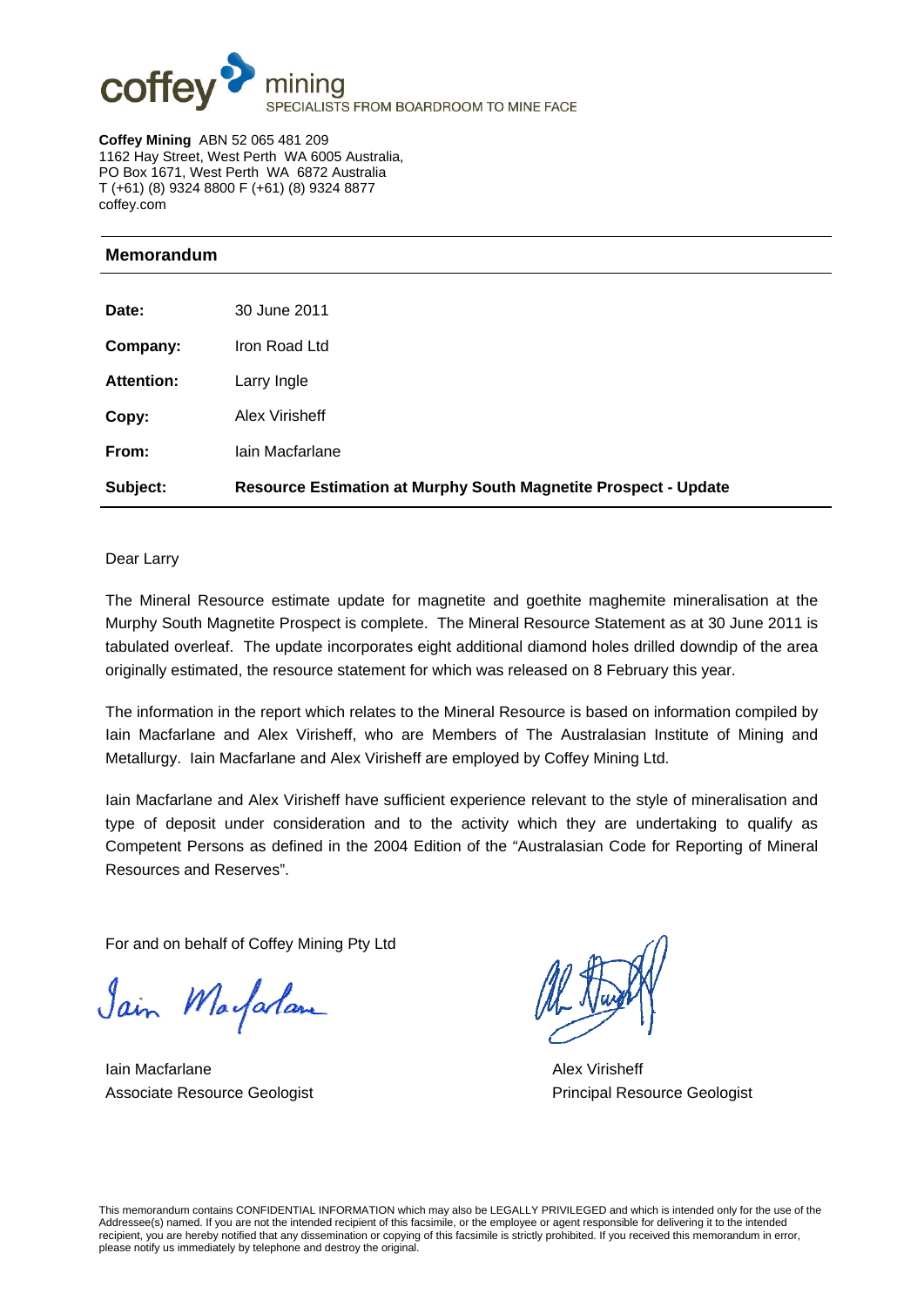coffey mining
SPECIALISTS FROM BOARDROOM TO MINE FACE

**Coffey Mining** ABN 52 065 481 209
1162 Hay Street, West Perth WA 6005 Australia,
PO Box 1671, West Perth WA 6872 Australia
T (+61) (8) 9324 8800 F (+61) (8) 9324 8877
coffey.com

## Memorandum

| | |
|---|---|
| **Date:** | 30 June 2011 |
| **Company:** | Iron Road Ltd |
| **Attention:** | Larry Ingle |
| **Copy:** | Alex Virisheff |
| **From:** | Iain Macfarlane |
| **Subject:** | **Resource Estimation at Murphy South Magnetite Prospect - Update** |

Dear Larry

The Mineral Resource estimate update for magnetite and goethite maghemite mineralisation at the Murphy South Magnetite Prospect is complete. The Mineral Resource Statement as at 30 June 2011 is tabulated overleaf. The update incorporates eight additional diamond holes drilled downdip of the area originally estimated, the resource statement for which was released on 8 February this year.

The information in the report which relates to the Mineral Resource is based on information compiled by Iain Macfarlane and Alex Virisheff, who are Members of The Australasian Institute of Mining and Metallurgy. Iain Macfarlane and Alex Virisheff are employed by Coffey Mining Ltd.

Iain Macfarlane and Alex Virisheff have sufficient experience relevant to the style of mineralisation and type of deposit under consideration and to the activity which they are undertaking to qualify as Competent Persons as defined in the 2004 Edition of the "Australasian Code for Reporting of Mineral Resources and Reserves".

For and on behalf of Coffey Mining Pty Ltd

Iain Macfarlane
Associate Resource Geologist

Alex Virisheff
Principal Resource Geologist

This memorandum contains CONFIDENTIAL INFORMATION which may also be LEGALLY PRIVILEGED and which is intended only for the use of the Addressee(s) named. If you are not the intended recipient of this facsimile, or the employee or agent responsible for delivering it to the intended recipient, you are hereby notified that any dissemination or copying of this facsimile is strictly prohibited. If you received this memorandum in error, please notify us immediately by telephone and destroy the original.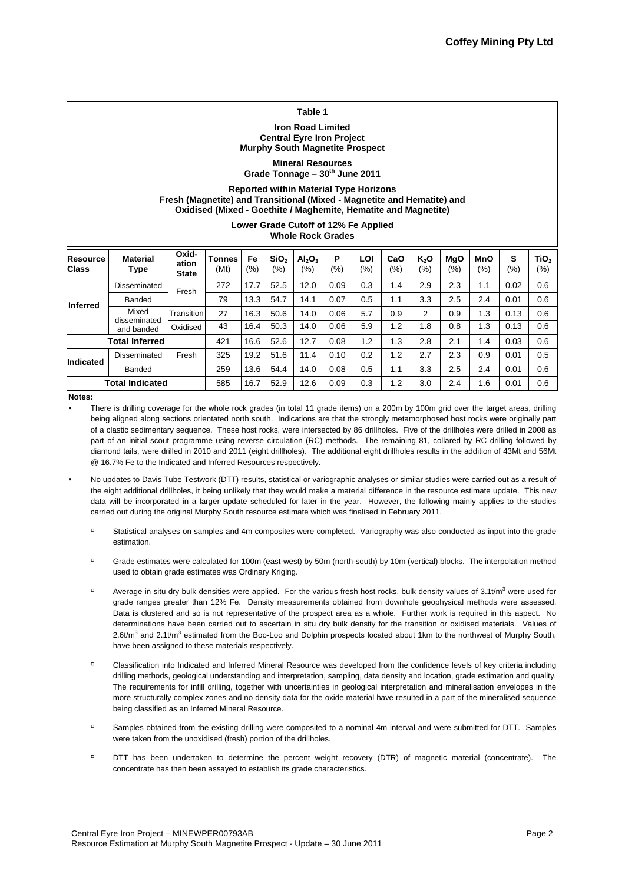**Table 1**

**Iron Road Limited**
**Central Eyre Iron Project**
**Murphy South Magnetite Prospect**

**Mineral Resources**
**Grade Tonnage – 30th June 2011**

**Reported within Material Type Horizons**
**Fresh (Magnetite) and Transitional (Mixed - Magnetite and Hematite) and**
**Oxidised (Mixed - Goethite / Maghemite, Hematite and Magnetite)**

**Lower Grade Cutoff of 12% Fe Applied**
**Whole Rock Grades**

| Resource Class | Material Type | Oxidation State | Tonnes (Mt) | Fe (%) | $SiO_2$ (%) | $Al_2O_3$ (%) | P (%) | LOI (%) | CaO (%) | $K_2O$ (%) | MgO (%) | MnO (%) | S (%) | $TiO_2$ (%) |
|---|---|---|---|---|---|---|---|---|---|---|---|---|---|---|
| Inferred | Disseminated | Fresh | 272 | 17.7 | 52.5 | 12.0 | 0.09 | 0.3 | 1.4 | 2.9 | 2.3 | 1.1 | 0.02 | 0.6 |
| | Banded | | 79 | 13.3 | 54.7 | 14.1 | 0.07 | 0.5 | 1.1 | 3.3 | 2.5 | 2.4 | 0.01 | 0.6 |
| | Mixed disseminated and banded | Transition | 27 | 16.3 | 50.6 | 14.0 | 0.06 | 5.7 | 0.9 | 2 | 0.9 | 1.3 | 0.13 | 0.6 |
| | | Oxidised | 43 | 16.4 | 50.3 | 14.0 | 0.06 | 5.9 | 1.2 | 1.8 | 0.8 | 1.3 | 0.13 | 0.6 |
| Total Inferred | | | 421 | 16.6 | 52.6 | 12.7 | 0.08 | 1.2 | 1.3 | 2.8 | 2.1 | 1.4 | 0.03 | 0.6 |
| Indicated | Disseminated | Fresh | 325 | 19.2 | 51.6 | 11.4 | 0.10 | 0.2 | 1.2 | 2.7 | 2.3 | 0.9 | 0.01 | 0.5 |
| | Banded | | 259 | 13.6 | 54.4 | 14.0 | 0.08 | 0.5 | 1.1 | 3.3 | 2.5 | 2.4 | 0.01 | 0.6 |
| Total Indicated | | | 585 | 16.7 | 52.9 | 12.6 | 0.09 | 0.3 | 1.2 | 3.0 | 2.4 | 1.6 | 0.01 | 0.6 |

**Notes:**

- There is drilling coverage for the whole rock grades (in total 11 grade items) on a 200m by 100m grid over the target areas, drilling being aligned along sections orientated north south. Indications are that the strongly metamorphosed host rocks were originally part of a clastic sedimentary sequence. These host rocks, were intersected by 86 drillholes. Five of the drillholes were drilled in 2008 as part of an initial scout programme using reverse circulation (RC) methods. The remaining 81, collared by RC drilling followed by diamond tails, were drilled in 2010 and 2011 (eight drillholes). The additional eight drillholes results in the addition of 43Mt and 56Mt @ 16.7% Fe to the Indicated and Inferred Resources respectively.

- No updates to Davis Tube Testwork (DTT) results, statistical or variographic analyses or similar studies were carried out as a result of the eight additional drillholes, it being unlikely that they would make a material difference in the resource estimate update. This new data will be incorporated in a larger update scheduled for later in the year. However, the following mainly applies to the studies carried out during the original Murphy South resource estimate which was finalised in February 2011.

  - Statistical analyses on samples and 4m composites were completed. Variography was also conducted as input into the grade estimation.

  - Grade estimates were calculated for 100m (east-west) by 50m (north-south) by 10m (vertical) blocks. The interpolation method used to obtain grade estimates was Ordinary Kriging.

  - Average in situ dry bulk densities were applied. For the various fresh host rocks, bulk density values of 3.1t/m$^3$ were used for grade ranges greater than 12% Fe. Density measurements obtained from downhole geophysical methods were assessed. Data is clustered and so is not representative of the prospect area as a whole. Further work is required in this aspect. No determinations have been carried out to ascertain in situ dry bulk density for the transition or oxidised materials. Values of 2.6t/m$^3$ and 2.1t/m$^3$ estimated from the Boo-Loo and Dolphin prospects located about 1km to the northwest of Murphy South, have been assigned to these materials respectively.

  - Classification into Indicated and Inferred Mineral Resource was developed from the confidence levels of key criteria including drilling methods, geological understanding and interpretation, sampling, data density and location, grade estimation and quality. The requirements for infill drilling, together with uncertainties in geological interpretation and mineralisation envelopes in the more structurally complex zones and no density data for the oxide material have resulted in a part of the mineralised sequence being classified as an Inferred Mineral Resource.

  - Samples obtained from the existing drilling were composited to a nominal 4m interval and were submitted for DTT. Samples were taken from the unoxidised (fresh) portion of the drillholes.

  - DTT has been undertaken to determine the percent weight recovery (DTR) of magnetic material (concentrate). The concentrate has then been assayed to establish its grade characteristics.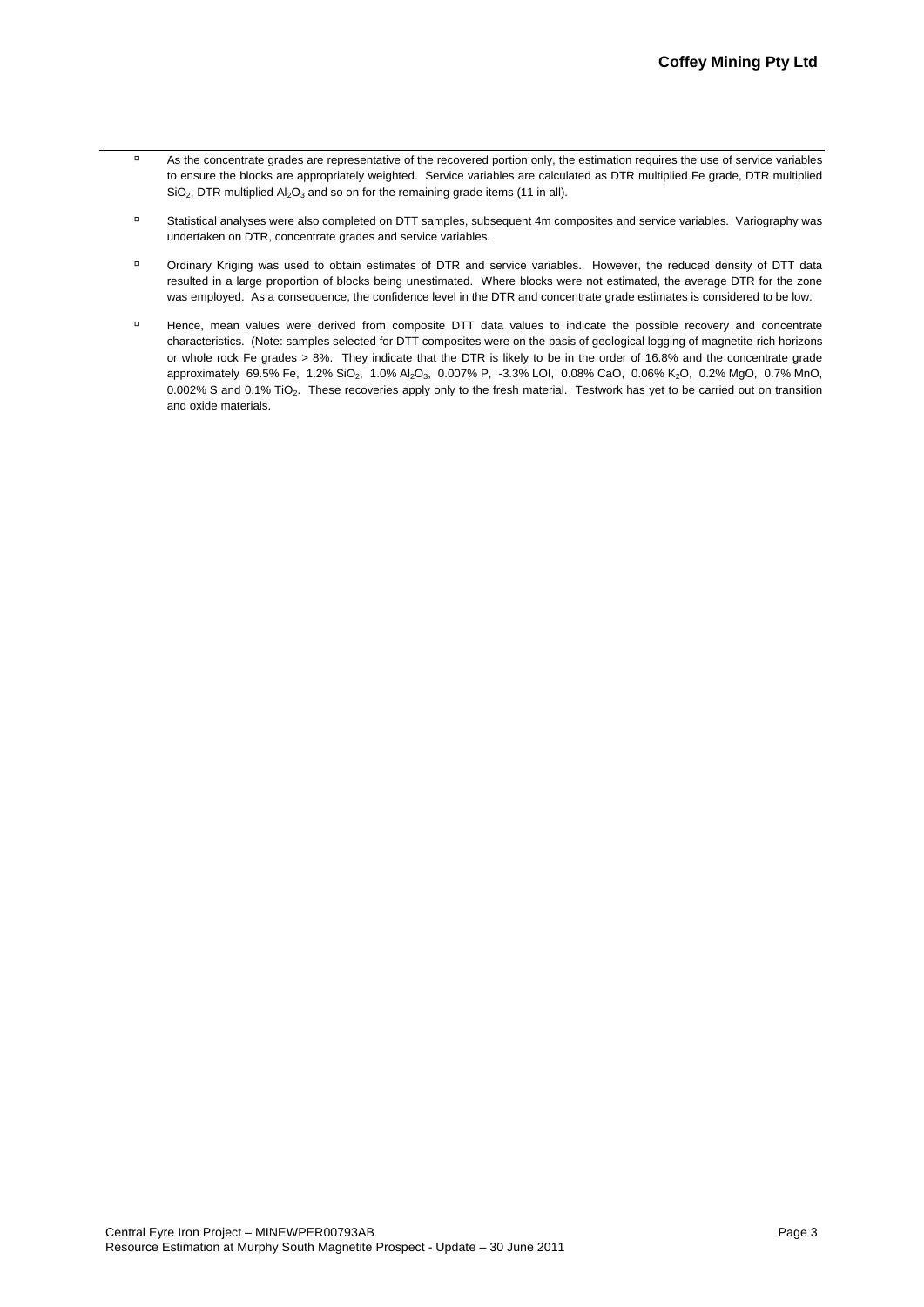- As the concentrate grades are representative of the recovered portion only, the estimation requires the use of service variables to ensure the blocks are appropriately weighted. Service variables are calculated as DTR multiplied Fe grade, DTR multiplied $SiO_2$, DTR multiplied $Al_2O_3$ and so on for the remaining grade items (11 in all).
- Statistical analyses were also completed on DTT samples, subsequent 4m composites and service variables. Variography was undertaken on DTR, concentrate grades and service variables.
- Ordinary Kriging was used to obtain estimates of DTR and service variables. However, the reduced density of DTT data resulted in a large proportion of blocks being unestimated. Where blocks were not estimated, the average DTR for the zone was employed. As a consequence, the confidence level in the DTR and concentrate grade estimates is considered to be low.
- Hence, mean values were derived from composite DTT data values to indicate the possible recovery and concentrate characteristics. (Note: samples selected for DTT composites were on the basis of geological logging of magnetite-rich horizons or whole rock Fe grades > 8%. They indicate that the DTR is likely to be in the order of 16.8% and the concentrate grade approximately 69.5% Fe, 1.2% $SiO_2$, 1.0% $Al_2O_3$, 0.007% P, -3.3% LOI, 0.08% CaO, 0.06% $K_2O$, 0.2% MgO, 0.7% MnO, 0.002% S and 0.1% $TiO_2$. These recoveries apply only to the fresh material. Testwork has yet to be carried out on transition and oxide materials.